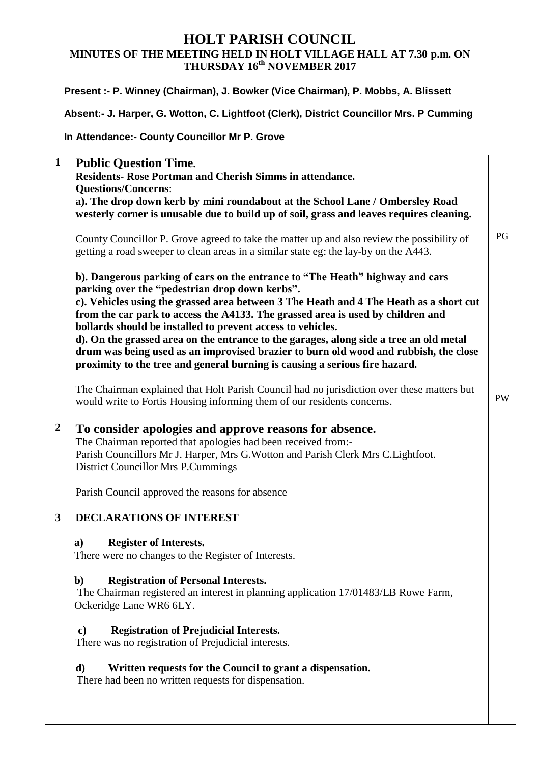# HOLT PARISH COUNCIL

## MINUTES OF THE MEETING HELD IN HOLT VILLAGE HALL AT 7.30 p.m. ON THURSDAY 16th NOVEMBER 2017

**Present :- P. Winney (Chairman), J. Bowker (Vice Chairman), P. Mobbs, A. Blissett**

**Absent:- J. Harper, G. Wotton, C. Lightfoot (Clerk), District Councillor Mrs. P Cumming**

**In Attendance:- County Councillor Mr P. Grove**

| | | |
|---|---|---|
| **1** | **Public Question Time.**<br>**Residents- Rose Portman and Cherish Simms in attendance.**<br>**Questions/Concerns**:<br>**a). The drop down kerb by mini roundabout at the School Lane / Ombersley Road westerly corner is unusable due to build up of soil, grass and leaves requires cleaning.**<br><br>County Councillor P. Grove agreed to take the matter up and also review the possibility of getting a road sweeper to clean areas in a similar state eg: the lay-by on the A443.<br><br>**b). Dangerous parking of cars on the entrance to "The Heath" highway and cars parking over the "pedestrian drop down kerbs".**<br>**c). Vehicles using the grassed area between 3 The Heath and 4 The Heath as a short cut from the car park to access the A4133. The grassed area is used by children and bollards should be installed to prevent access to vehicles.**<br>**d). On the grassed area on the entrance to the garages, along side a tree an old metal drum was being used as an improvised brazier to burn old wood and rubbish, the close proximity to the tree and general burning is causing a serious fire hazard.**<br><br>The Chairman explained that Holt Parish Council had no jurisdiction over these matters but would write to Fortis Housing informing them of our residents concerns. | PG<br><br><br><br><br><br><br><br><br>PW |
| **2** | **To consider apologies and approve reasons for absence.**<br>The Chairman reported that apologies had been received from:-<br>Parish Councillors Mr J. Harper, Mrs G.Wotton and Parish Clerk Mrs C.Lightfoot.<br>District Councillor Mrs P.Cummings<br><br>Parish Council approved the reasons for absence | |
| **3** | **DECLARATIONS OF INTEREST**<br><br>**a) Register of Interests.**<br>There were no changes to the Register of Interests.<br><br>**b) Registration of Personal Interests.**<br>The Chairman registered an interest in planning application 17/01483/LB Rowe Farm, Ockeridge Lane WR6 6LY.<br><br>**c) Registration of Prejudicial Interests.**<br>There was no registration of Prejudicial interests.<br><br>**d) Written requests for the Council to grant a dispensation.**<br>There had been no written requests for dispensation. | |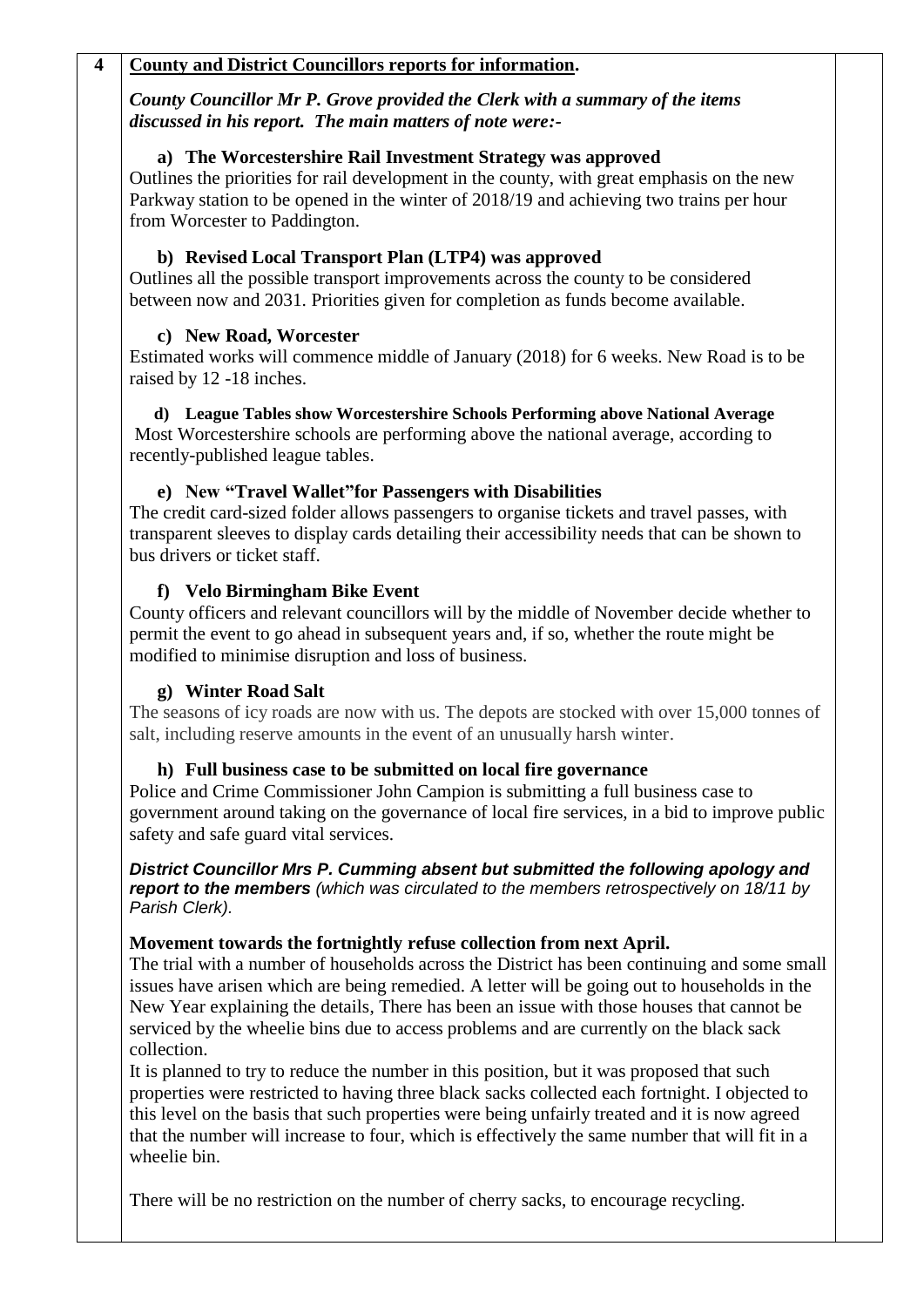**4** **County and District Councillors reports for information.**

***County Councillor Mr P. Grove provided the Clerk with a summary of the items discussed in his report. The main matters of note were:-***

**a) The Worcestershire Rail Investment Strategy was approved**

Outlines the priorities for rail development in the county, with great emphasis on the new Parkway station to be opened in the winter of 2018/19 and achieving two trains per hour from Worcester to Paddington.

**b) Revised Local Transport Plan (LTP4) was approved**

Outlines all the possible transport improvements across the county to be considered between now and 2031. Priorities given for completion as funds become available.

**c) New Road, Worcester**

Estimated works will commence middle of January (2018) for 6 weeks. New Road is to be raised by 12 -18 inches.

**d) League Tables show Worcestershire Schools Performing above National Average**

Most Worcestershire schools are performing above the national average, according to recently-published league tables.

**e) New "Travel Wallet"for Passengers with Disabilities**

The credit card-sized folder allows passengers to organise tickets and travel passes, with transparent sleeves to display cards detailing their accessibility needs that can be shown to bus drivers or ticket staff.

**f) Velo Birmingham Bike Event**

County officers and relevant councillors will by the middle of November decide whether to permit the event to go ahead in subsequent years and, if so, whether the route might be modified to minimise disruption and loss of business.

**g) Winter Road Salt**

The seasons of icy roads are now with us. The depots are stocked with over 15,000 tonnes of salt, including reserve amounts in the event of an unusually harsh winter.

**h) Full business case to be submitted on local fire governance**

Police and Crime Commissioner John Campion is submitting a full business case to government around taking on the governance of local fire services, in a bid to improve public safety and safe guard vital services.

***District Councillor Mrs P. Cumming absent but submitted the following apology and report to the members*** *(which was circulated to the members retrospectively on 18/11 by Parish Clerk).*

**Movement towards the fortnightly refuse collection from next April.**

The trial with a number of households across the District has been continuing and some small issues have arisen which are being remedied. A letter will be going out to households in the New Year explaining the details, There has been an issue with those houses that cannot be serviced by the wheelie bins due to access problems and are currently on the black sack collection.

It is planned to try to reduce the number in this position, but it was proposed that such properties were restricted to having three black sacks collected each fortnight. I objected to this level on the basis that such properties were being unfairly treated and it is now agreed that the number will increase to four, which is effectively the same number that will fit in a wheelie bin.

There will be no restriction on the number of cherry sacks, to encourage recycling.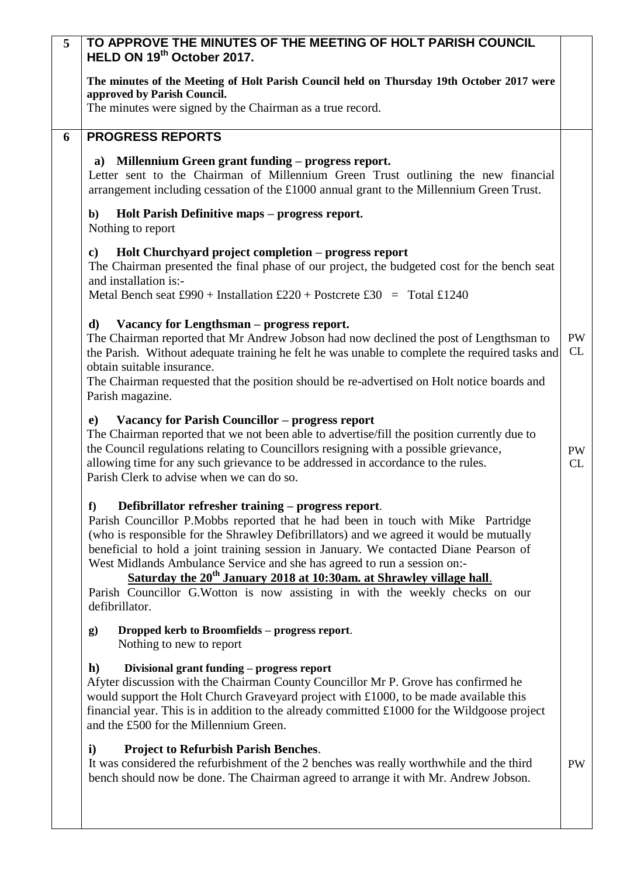| | | |
|---|---|---|
| **5** | **TO APPROVE THE MINUTES OF THE MEETING OF HOLT PARISH COUNCIL HELD ON 19th October 2017.**<br><br>**The minutes of the Meeting of Holt Parish Council held on Thursday 19th October 2017 were approved by Parish Council.**<br>The minutes were signed by the Chairman as a true record. | |
| **6** | **PROGRESS REPORTS**<br><br>**a) Millennium Green grant funding – progress report.**<br>Letter sent to the Chairman of Millennium Green Trust outlining the new financial arrangement including cessation of the £1000 annual grant to the Millennium Green Trust.<br><br>**b) Holt Parish Definitive maps – progress report.**<br>Nothing to report<br><br>**c) Holt Churchyard project completion – progress report**<br>The Chairman presented the final phase of our project, the budgeted cost for the bench seat and installation is:-<br>Metal Bench seat £990 + Installation £220 + Postcrete £30 = Total £1240<br><br>**d) Vacancy for Lengthsman – progress report.**<br>The Chairman reported that Mr Andrew Jobson had now declined the post of Lengthsman to the Parish. Without adequate training he felt he was unable to complete the required tasks and obtain suitable insurance.<br>The Chairman requested that the position should be re-advertised on Holt notice boards and Parish magazine.<br><br>**e) Vacancy for Parish Councillor – progress report**<br>The Chairman reported that we not been able to advertise/fill the position currently due to the Council regulations relating to Councillors resigning with a possible grievance, allowing time for any such grievance to be addressed in accordance to the rules.<br>Parish Clerk to advise when we can do so.<br><br>**f) Defibrillator refresher training – progress report**.<br>Parish Councillor P.Mobbs reported that he had been in touch with Mike Partridge (who is responsible for the Shrawley Defibrillators) and we agreed it would be mutually beneficial to hold a joint training session in January. We contacted Diane Pearson of West Midlands Ambulance Service and she has agreed to run a session on:-<br>**Saturday the 20th January 2018 at 10:30am. at Shrawley village hall**.<br>Parish Councillor G.Wotton is now assisting in with the weekly checks on our defibrillator.<br><br>**g) Dropped kerb to Broomfields – progress report**.<br>Nothing to new to report<br><br>**h) Divisional grant funding – progress report**<br>Afyter discussion with the Chairman County Councillor Mr P. Grove has confirmed he would support the Holt Church Graveyard project with £1000, to be made available this financial year. This is in addition to the already committed £1000 for the Wildgoose project and the £500 for the Millennium Green.<br><br>**i) Project to Refurbish Parish Benches**.<br>It was considered the refurbishment of the 2 benches was really worthwhile and the third bench should now be done. The Chairman agreed to arrange it with Mr. Andrew Jobson. | <br><br><br><br><br><br><br><br><br><br><br><br><br><br><br>PW<br>CL<br><br><br><br><br><br>PW<br>CL<br><br><br><br><br><br><br><br><br><br><br><br><br><br><br><br><br><br>PW |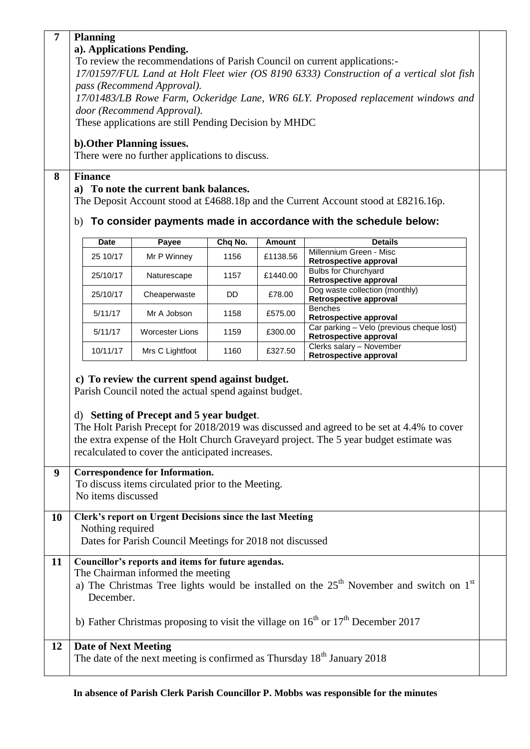**7 Planning**

**a). Applications Pending.**

To review the recommendations of Parish Council on current applications:-

*17/01597/FUL Land at Holt Fleet wier (OS 8190 6333) Construction of a vertical slot fish pass (Recommend Approval).*

*17/01483/LB Rowe Farm, Ockeridge Lane, WR6 6LY. Proposed replacement windows and door (Recommend Approval).*

These applications are still Pending Decision by MHDC

**b).Other Planning issues.**

There were no further applications to discuss.

**8 Finance**

**a) To note the current bank balances.**

The Deposit Account stood at £4688.18p and the Current Account stood at £8216.16p.

b) **To consider payments made in accordance with the schedule below:**

| Date | Payee | Chq No. | Amount | Details |
|---|---|---|---|---|
| 25 10/17 | Mr P Winney | 1156 | £1138.56 | Millennium Green - Misc **Retrospective approval** |
| 25/10/17 | Naturescape | 1157 | £1440.00 | Bulbs for Churchyard **Retrospective approval** |
| 25/10/17 | Cheaperwaste | DD | £78.00 | Dog waste collection (monthly) **Retrospective approval** |
| 5/11/17 | Mr A Jobson | 1158 | £575.00 | Benches **Retrospective approval** |
| 5/11/17 | Worcester Lions | 1159 | £300.00 | Car parking – Velo (previous cheque lost) **Retrospective approval** |
| 10/11/17 | Mrs C Lightfoot | 1160 | £327.50 | Clerks salary – November **Retrospective approval** |

**c) To review the current spend against budget.**

Parish Council noted the actual spend against budget.

d) **Setting of Precept and 5 year budget**.

The Holt Parish Precept for 2018/2019 was discussed and agreed to be set at 4.4% to cover the extra expense of the Holt Church Graveyard project. The 5 year budget estimate was recalculated to cover the anticipated increases.

**9 Correspondence for Information.**

To discuss items circulated prior to the Meeting.

No items discussed

**10 Clerk's report on Urgent Decisions since the last Meeting**

Nothing required

Dates for Parish Council Meetings for 2018 not discussed

**11 Councillor's reports and items for future agendas.**

The Chairman informed the meeting

a) The Christmas Tree lights would be installed on the 25th November and switch on 1st December.

b) Father Christmas proposing to visit the village on 16th or 17th December 2017

**12 Date of Next Meeting**

The date of the next meeting is confirmed as Thursday 18th January 2018

**In absence of Parish Clerk Parish Councillor P. Mobbs was responsible for the minutes**